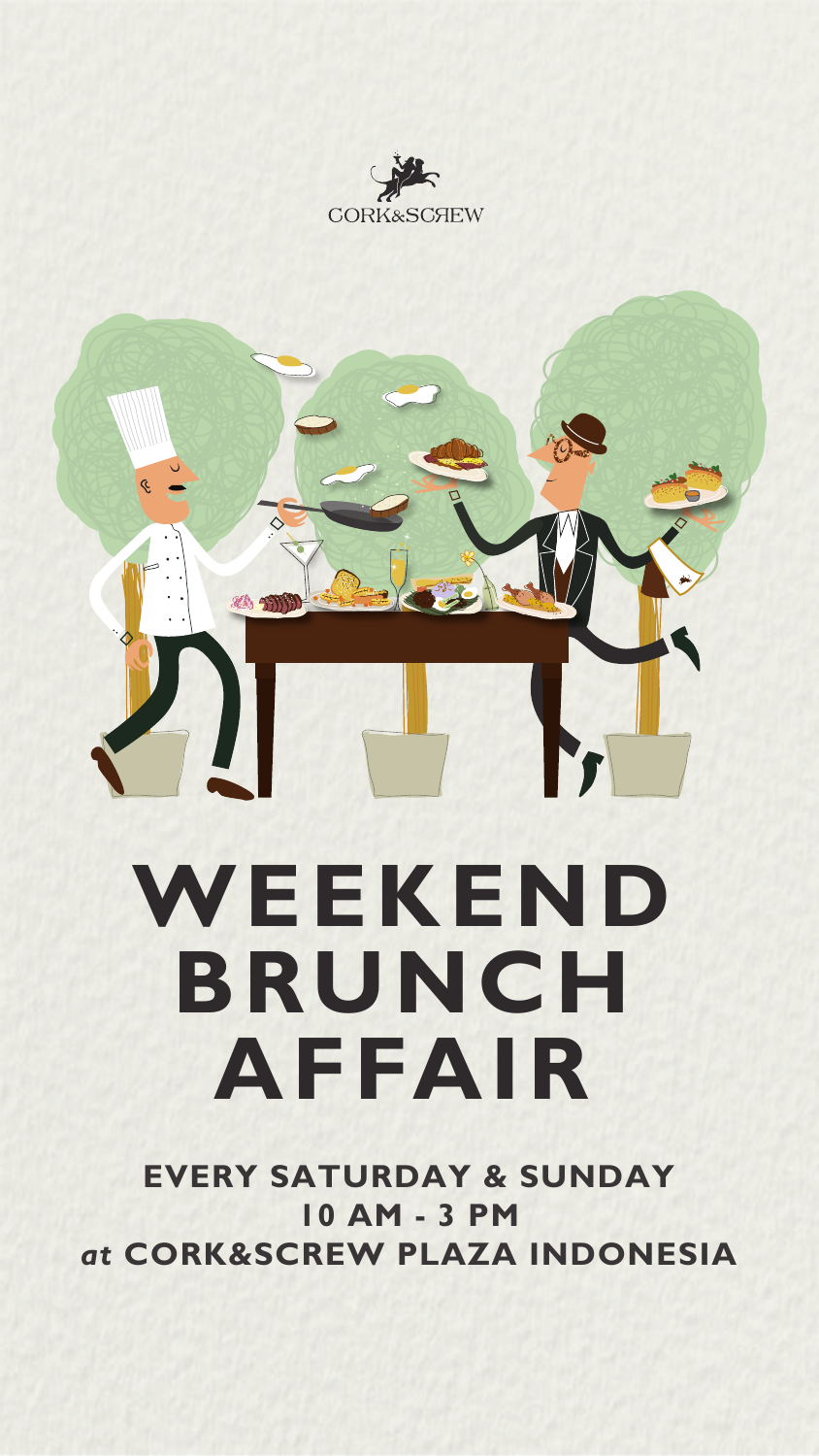CORK&SCREW

# WEEKEND BRUNCH AFFAIR

**EVERY SATURDAY & SUNDAY**
**10 AM - 3 PM**
***at* CORK&SCREW PLAZA INDONESIA**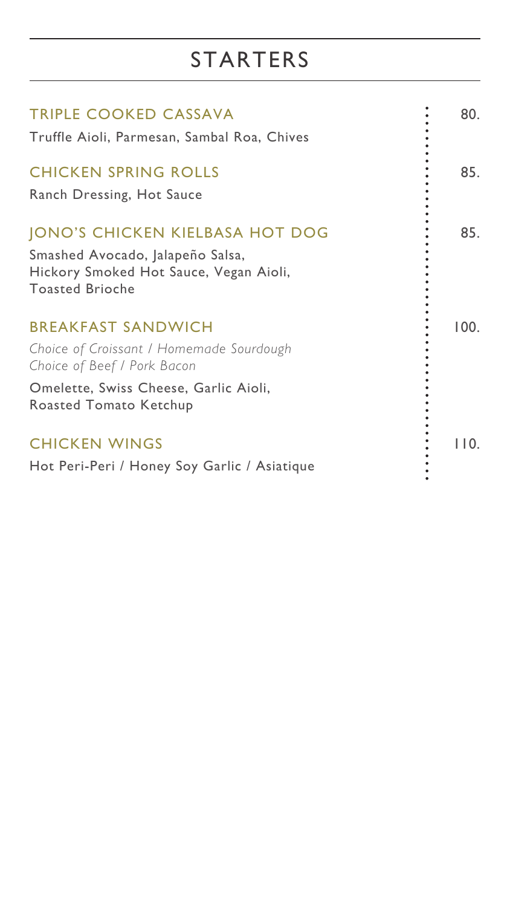# STARTERS

### TRIPLE COOKED CASSAVA — 80.

Truffle Aioli, Parmesan, Sambal Roa, Chives

### CHICKEN SPRING ROLLS — 85.

Ranch Dressing, Hot Sauce

### JONO'S CHICKEN KIELBASA HOT DOG — 85.

Smashed Avocado, Jalapeño Salsa,
Hickory Smoked Hot Sauce, Vegan Aioli,
Toasted Brioche

### BREAKFAST SANDWICH — 100.

*Choice of Croissant / Homemade Sourdough*
*Choice of Beef / Pork Bacon*

Omelette, Swiss Cheese, Garlic Aioli,
Roasted Tomato Ketchup

### CHICKEN WINGS — 110.

Hot Peri-Peri / Honey Soy Garlic / Asiatique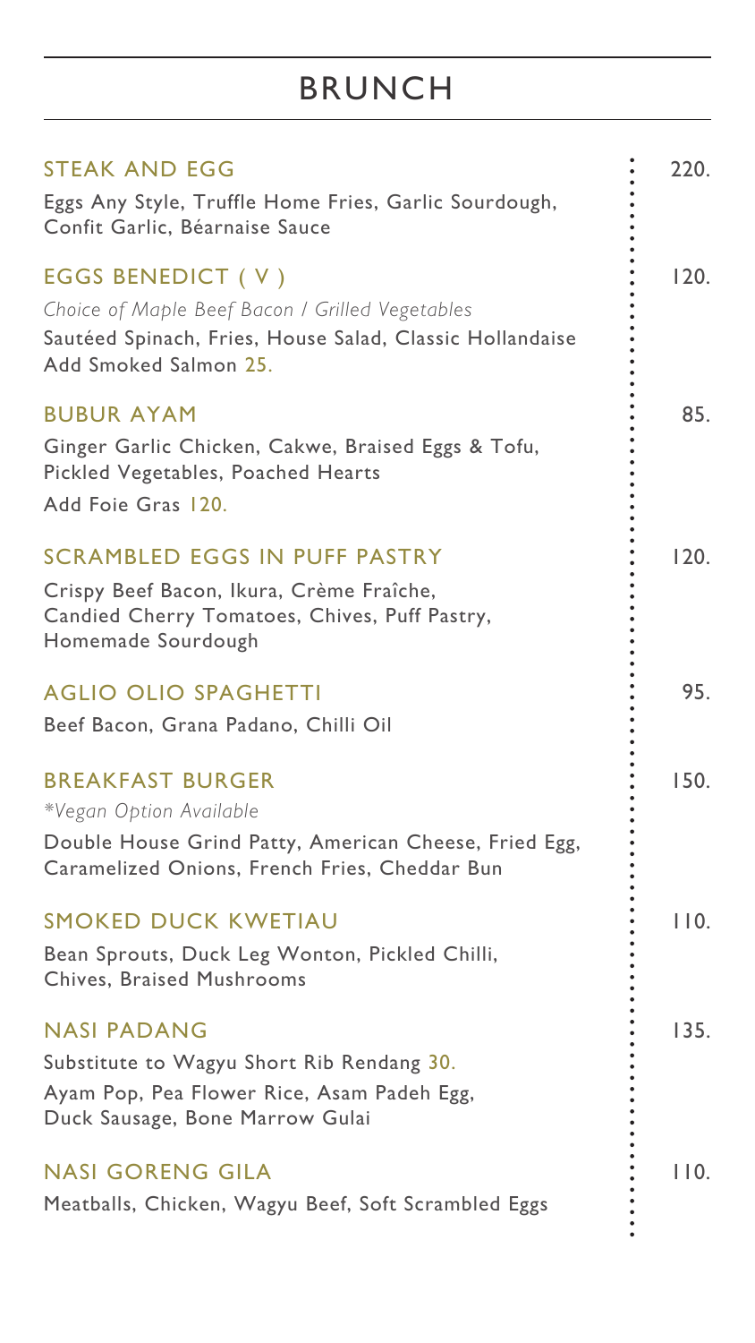# BRUNCH

### STEAK AND EGG — 220.

Eggs Any Style, Truffle Home Fries, Garlic Sourdough, Confit Garlic, Béarnaise Sauce

### EGGS BENEDICT ( V ) — 120.

*Choice of Maple Beef Bacon / Grilled Vegetables*

Sautéed Spinach, Fries, House Salad, Classic Hollandaise

Add Smoked Salmon 25.

### BUBUR AYAM — 85.

Ginger Garlic Chicken, Cakwe, Braised Eggs & Tofu, Pickled Vegetables, Poached Hearts

Add Foie Gras 120.

### SCRAMBLED EGGS IN PUFF PASTRY — 120.

Crispy Beef Bacon, Ikura, Crème Fraîche, Candied Cherry Tomatoes, Chives, Puff Pastry, Homemade Sourdough

### AGLIO OLIO SPAGHETTI — 95.

Beef Bacon, Grana Padano, Chilli Oil

### BREAKFAST BURGER — 150.

*\*Vegan Option Available*

Double House Grind Patty, American Cheese, Fried Egg, Caramelized Onions, French Fries, Cheddar Bun

### SMOKED DUCK KWETIAU — 110.

Bean Sprouts, Duck Leg Wonton, Pickled Chilli, Chives, Braised Mushrooms

### NASI PADANG — 135.

Substitute to Wagyu Short Rib Rendang 30.

Ayam Pop, Pea Flower Rice, Asam Padeh Egg, Duck Sausage, Bone Marrow Gulai

### NASI GORENG GILA — 110.

Meatballs, Chicken, Wagyu Beef, Soft Scrambled Eggs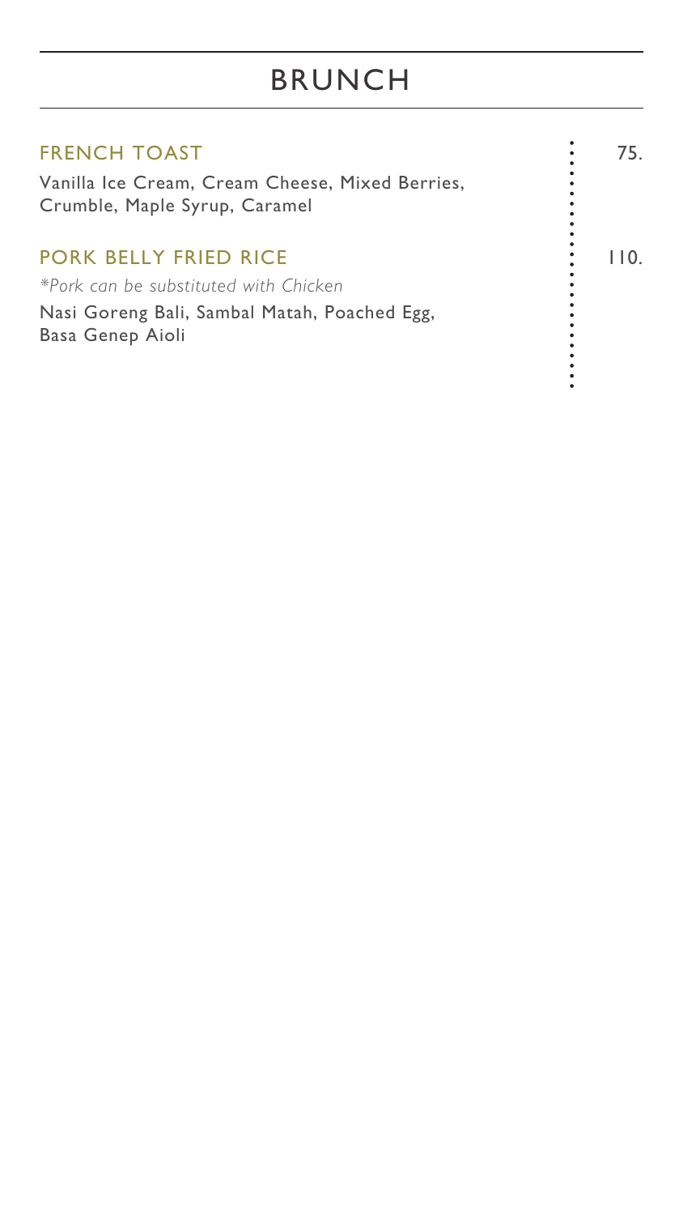# BRUNCH

## FRENCH TOAST — 75.

Vanilla Ice Cream, Cream Cheese, Mixed Berries, Crumble, Maple Syrup, Caramel

## PORK BELLY FRIED RICE — 110.

*\*Pork can be substituted with Chicken*

Nasi Goreng Bali, Sambal Matah, Poached Egg, Basa Genep Aioli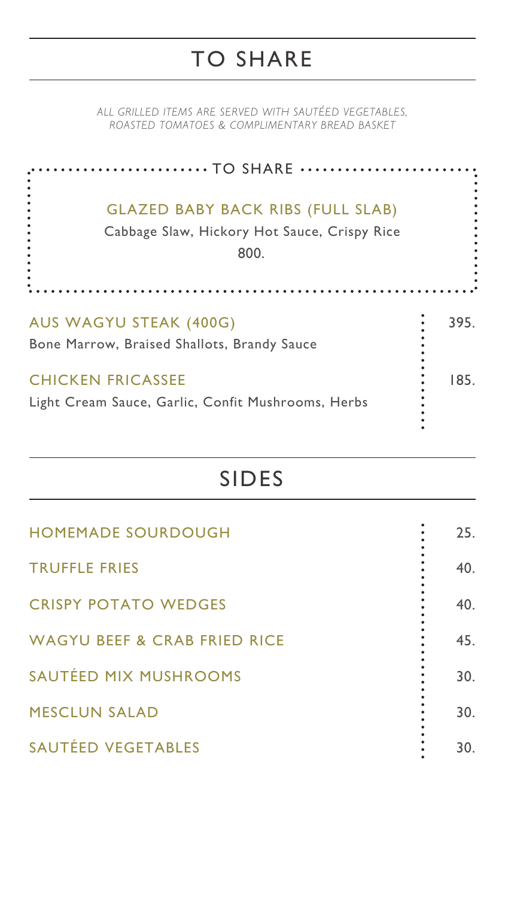# TO SHARE

*ALL GRILLED ITEMS ARE SERVED WITH SAUTÉED VEGETABLES, ROASTED TOMATOES & COMPLIMENTARY BREAD BASKET*

## TO SHARE

**GLAZED BABY BACK RIBS (FULL SLAB)**
Cabbage Slaw, Hickory Hot Sauce, Crispy Rice
800.

| Item | Price |
| --- | --- |
| **AUS WAGYU STEAK (400G)**<br>Bone Marrow, Braised Shallots, Brandy Sauce | 395. |
| **CHICKEN FRICASSEE**<br>Light Cream Sauce, Garlic, Confit Mushrooms, Herbs | 185. |

# SIDES

| Item | Price |
| --- | --- |
| HOMEMADE SOURDOUGH | 25. |
| TRUFFLE FRIES | 40. |
| CRISPY POTATO WEDGES | 40. |
| WAGYU BEEF & CRAB FRIED RICE | 45. |
| SAUTÉED MIX MUSHROOMS | 30. |
| MESCLUN SALAD | 30. |
| SAUTÉED VEGETABLES | 30. |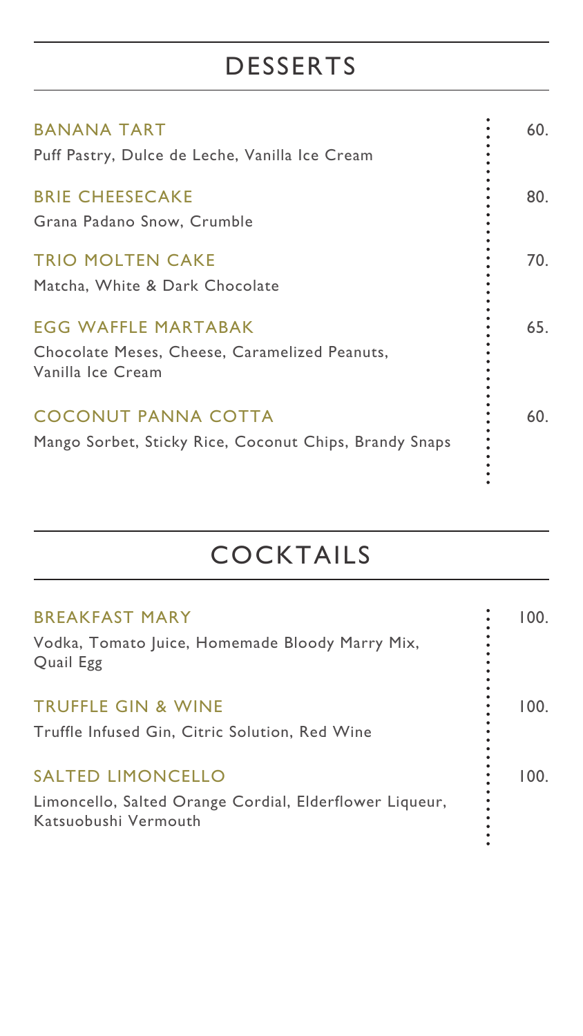# DESSERTS

## BANANA TART
Puff Pastry, Dulce de Leche, Vanilla Ice Cream

60.

## BRIE CHEESECAKE
Grana Padano Snow, Crumble

80.

## TRIO MOLTEN CAKE
Matcha, White & Dark Chocolate

70.

## EGG WAFFLE MARTABAK
Chocolate Meses, Cheese, Caramelized Peanuts, Vanilla Ice Cream

65.

## COCONUT PANNA COTTA
Mango Sorbet, Sticky Rice, Coconut Chips, Brandy Snaps

60.

# COCKTAILS

## BREAKFAST MARY
Vodka, Tomato Juice, Homemade Bloody Marry Mix, Quail Egg

100.

## TRUFFLE GIN & WINE
Truffle Infused Gin, Citric Solution, Red Wine

100.

## SALTED LIMONCELLO
Limoncello, Salted Orange Cordial, Elderflower Liqueur, Katsuobushi Vermouth

100.